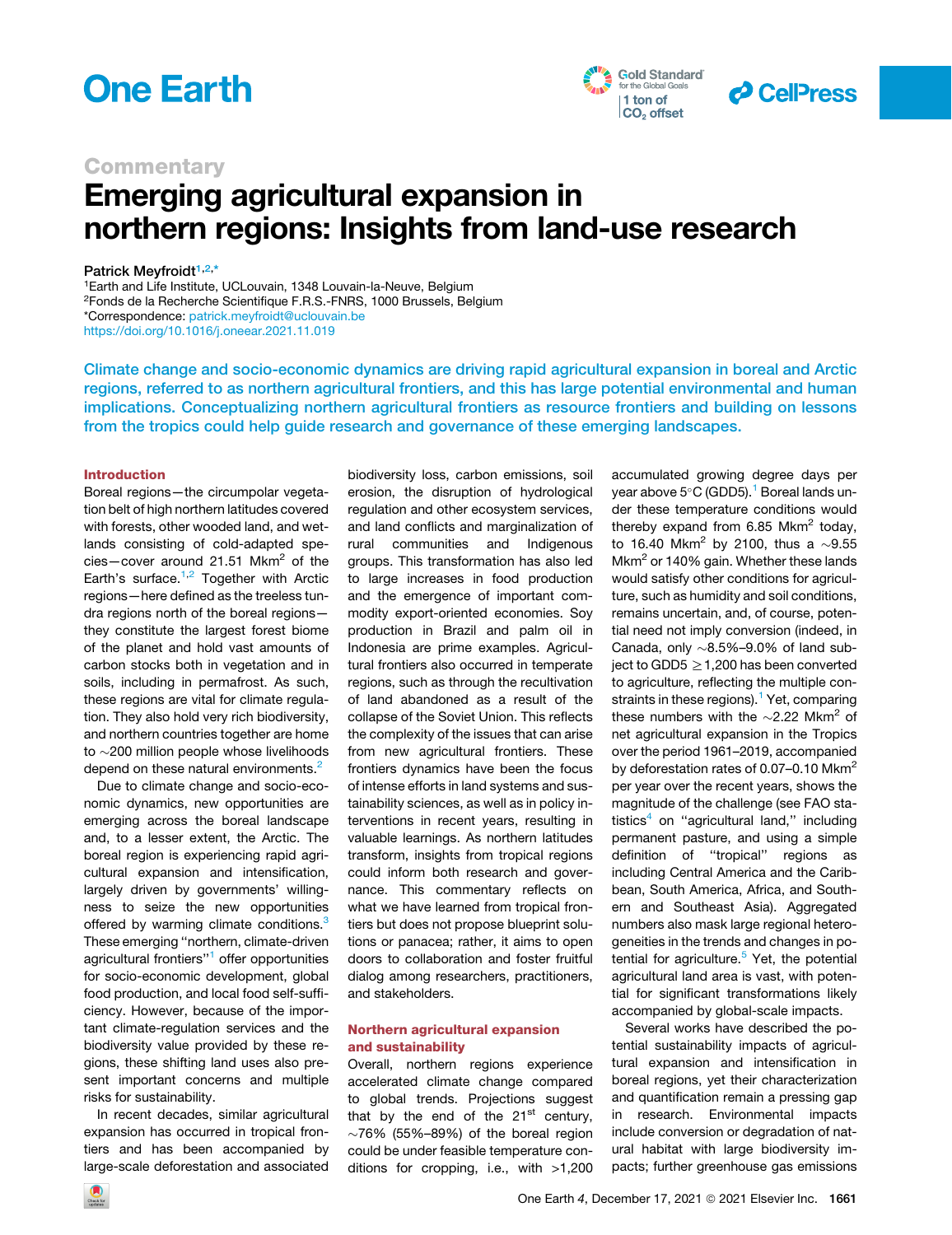Commentary

# Emerging agricultural expansion in northern regions: Insights from land-use research

Patrick Meyfroidt[1,2,*]

[1]Earth and Life Institute, UCLouvain, 1348 Louvain-la-Neuve, Belgium
[2]Fonds de la Recherche Scientifique F.R.S.-FNRS, 1000 Brussels, Belgium
*Correspondence: patrick.meyfroidt@uclouvain.be
https://doi.org/10.1016/j.oneear.2021.11.019

**Climate change and socio-economic dynamics are driving rapid agricultural expansion in boreal and Arctic regions, referred to as northern agricultural frontiers, and this has large potential environmental and human implications. Conceptualizing northern agricultural frontiers as resource frontiers and building on lessons from the tropics could help guide research and governance of these emerging landscapes.**

## Introduction

Boreal regions—the circumpolar vegetation belt of high northern latitudes covered with forests, other wooded land, and wetlands consisting of cold-adapted species—cover around 21.51 Mkm$^2$ of the Earth's surface.[1,2] Together with Arctic regions—here defined as the treeless tundra regions north of the boreal regions—they constitute the largest forest biome of the planet and hold vast amounts of carbon stocks both in vegetation and in soils, including in permafrost. As such, these regions are vital for climate regulation. They also hold very rich biodiversity, and northern countries together are home to ~200 million people whose livelihoods depend on these natural environments.[2]

Due to climate change and socio-economic dynamics, new opportunities are emerging across the boreal landscape and, to a lesser extent, the Arctic. The boreal region is experiencing rapid agricultural expansion and intensification, largely driven by governments' willingness to seize the new opportunities offered by warming climate conditions.[3] These emerging "northern, climate-driven agricultural frontiers"[1] offer opportunities for socio-economic development, global food production, and local food self-sufficiency. However, because of the important climate-regulation services and the biodiversity value provided by these regions, these shifting land uses also present important concerns and multiple risks for sustainability.

In recent decades, similar agricultural expansion has occurred in tropical frontiers and has been accompanied by large-scale deforestation and associated biodiversity loss, carbon emissions, soil erosion, the disruption of hydrological regulation and other ecosystem services, and land conflicts and marginalization of rural communities and Indigenous groups. This transformation has also led to large increases in food production and the emergence of important commodity export-oriented economies. Soy production in Brazil and palm oil in Indonesia are prime examples. Agricultural frontiers also occurred in temperate regions, such as through the recultivation of land abandoned as a result of the collapse of the Soviet Union. This reflects the complexity of the issues that can arise from new agricultural frontiers. These frontiers dynamics have been the focus of intense efforts in land systems and sustainability sciences, as well as in policy interventions in recent years, resulting in valuable learnings. As northern latitudes transform, insights from tropical regions could inform both research and governance. This commentary reflects on what we have learned from tropical frontiers but does not propose blueprint solutions or panacea; rather, it aims to open doors to collaboration and foster fruitful dialog among researchers, practitioners, and stakeholders.

## Northern agricultural expansion and sustainability

Overall, northern regions experience accelerated climate change compared to global trends. Projections suggest that by the end of the 21$^{st}$ century, ~76% (55%–89%) of the boreal region could be under feasible temperature conditions for cropping, i.e., with >1,200 accumulated growing degree days per year above 5°C (GDD5).[1] Boreal lands under these temperature conditions would thereby expand from 6.85 Mkm$^2$ today, to 16.40 Mkm$^2$ by 2100, thus a ~9.55 Mkm$^2$ or 140% gain. Whether these lands would satisfy other conditions for agriculture, such as humidity and soil conditions, remains uncertain, and, of course, potential need not imply conversion (indeed, in Canada, only ~8.5%–9.0% of land subject to GDD5 ≥ 1,200 has been converted to agriculture, reflecting the multiple constraints in these regions).[1] Yet, comparing these numbers with the ~2.22 Mkm$^2$ of net agricultural expansion in the Tropics over the period 1961–2019, accompanied by deforestation rates of 0.07–0.10 Mkm$^2$ per year over the recent years, shows the magnitude of the challenge (see FAO statistics[4] on "agricultural land," including permanent pasture, and using a simple definition of "tropical" regions as including Central America and the Caribbean, South America, Africa, and Southern and Southeast Asia). Aggregated numbers also mask large regional heterogeneities in the trends and changes in potential for agriculture.[5] Yet, the potential agricultural land area is vast, with potential for significant transformations likely accompanied by global-scale impacts.

Several works have described the potential sustainability impacts of agricultural expansion and intensification in boreal regions, yet their characterization and quantification remain a pressing gap in research. Environmental impacts include conversion or degradation of natural habitat with large biodiversity impacts; further greenhouse gas emissions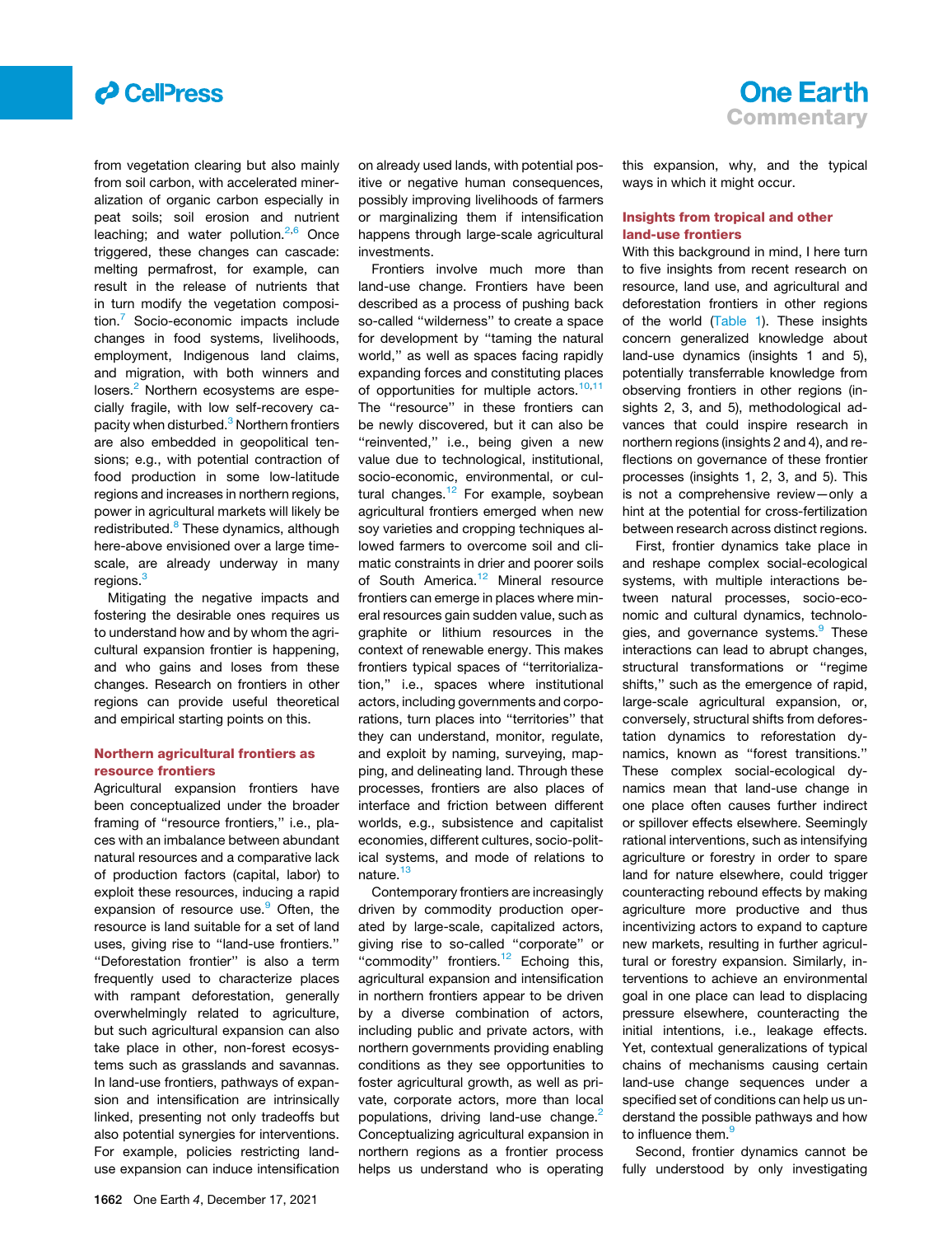from vegetation clearing but also mainly from soil carbon, with accelerated mineralization of organic carbon especially in peat soils; soil erosion and nutrient leaching; and water pollution.[2,6] Once triggered, these changes can cascade: melting permafrost, for example, can result in the release of nutrients that in turn modify the vegetation composition.[7] Socio-economic impacts include changes in food systems, livelihoods, employment, Indigenous land claims, and migration, with both winners and losers.[2] Northern ecosystems are especially fragile, with low self-recovery capacity when disturbed.[3] Northern frontiers are also embedded in geopolitical tensions; e.g., with potential contraction of food production in some low-latitude regions and increases in northern regions, power in agricultural markets will likely be redistributed.[8] These dynamics, although here-above envisioned over a large timescale, are already underway in many regions.[3]

Mitigating the negative impacts and fostering the desirable ones requires us to understand how and by whom the agricultural expansion frontier is happening, and who gains and loses from these changes. Research on frontiers in other regions can provide useful theoretical and empirical starting points on this.

## Northern agricultural frontiers as resource frontiers

Agricultural expansion frontiers have been conceptualized under the broader framing of "resource frontiers," i.e., places with an imbalance between abundant natural resources and a comparative lack of production factors (capital, labor) to exploit these resources, inducing a rapid expansion of resource use.[9] Often, the resource is land suitable for a set of land uses, giving rise to "land-use frontiers." "Deforestation frontier" is also a term frequently used to characterize places with rampant deforestation, generally overwhelmingly related to agriculture, but such agricultural expansion can also take place in other, non-forest ecosystems such as grasslands and savannas. In land-use frontiers, pathways of expansion and intensification are intrinsically linked, presenting not only tradeoffs but also potential synergies for interventions. For example, policies restricting land-use expansion can induce intensification on already used lands, with potential positive or negative human consequences, possibly improving livelihoods of farmers or marginalizing them if intensification happens through large-scale agricultural investments.

Frontiers involve much more than land-use change. Frontiers have been described as a process of pushing back so-called "wilderness" to create a space for development by "taming the natural world," as well as spaces facing rapidly expanding forces and constituting places of opportunities for multiple actors.[10,11] The "resource" in these frontiers can be newly discovered, but it can also be "reinvented," i.e., being given a new value due to technological, institutional, socio-economic, environmental, or cultural changes.[12] For example, soybean agricultural frontiers emerged when new soy varieties and cropping techniques allowed farmers to overcome soil and climatic constraints in drier and poorer soils of South America.[12] Mineral resource frontiers can emerge in places where mineral resources gain sudden value, such as graphite or lithium resources in the context of renewable energy. This makes frontiers typical spaces of "territorialization," i.e., spaces where institutional actors, including governments and corporations, turn places into "territories" that they can understand, monitor, regulate, and exploit by naming, surveying, mapping, and delineating land. Through these processes, frontiers are also places of interface and friction between different worlds, e.g., subsistence and capitalist economies, different cultures, socio-political systems, and mode of relations to nature.[13]

Contemporary frontiers are increasingly driven by commodity production operated by large-scale, capitalized actors, giving rise to so-called "corporate" or "commodity" frontiers.[12] Echoing this, agricultural expansion and intensification in northern frontiers appear to be driven by a diverse combination of actors, including public and private actors, with northern governments providing enabling conditions as they see opportunities to foster agricultural growth, as well as private, corporate actors, more than local populations, driving land-use change.[2] Conceptualizing agricultural expansion in northern regions as a frontier process helps us understand who is operating this expansion, why, and the typical ways in which it might occur.

## Insights from tropical and other land-use frontiers

With this background in mind, I here turn to five insights from recent research on resource, land use, and agricultural and deforestation frontiers in other regions of the world (Table 1). These insights concern generalized knowledge about land-use dynamics (insights 1 and 5), potentially transferrable knowledge from observing frontiers in other regions (insights 2, 3, and 5), methodological advances that could inspire research in northern regions (insights 2 and 4), and reflections on governance of these frontier processes (insights 1, 2, 3, and 5). This is not a comprehensive review—only a hint at the potential for cross-fertilization between research across distinct regions.

First, frontier dynamics take place in and reshape complex social-ecological systems, with multiple interactions between natural processes, socio-economic and cultural dynamics, technologies, and governance systems.[9] These interactions can lead to abrupt changes, structural transformations or "regime shifts," such as the emergence of rapid, large-scale agricultural expansion, or, conversely, structural shifts from deforestation dynamics to reforestation dynamics, known as "forest transitions." These complex social-ecological dynamics mean that land-use change in one place often causes further indirect or spillover effects elsewhere. Seemingly rational interventions, such as intensifying agriculture or forestry in order to spare land for nature elsewhere, could trigger counteracting rebound effects by making agriculture more productive and thus incentivizing actors to expand to capture new markets, resulting in further agricultural or forestry expansion. Similarly, interventions to achieve an environmental goal in one place can lead to displacing pressure elsewhere, counteracting the initial intentions, i.e., leakage effects. Yet, contextual generalizations of typical chains of mechanisms causing certain land-use change sequences under a specified set of conditions can help us understand the possible pathways and how to influence them.[9]

Second, frontier dynamics cannot be fully understood by only investigating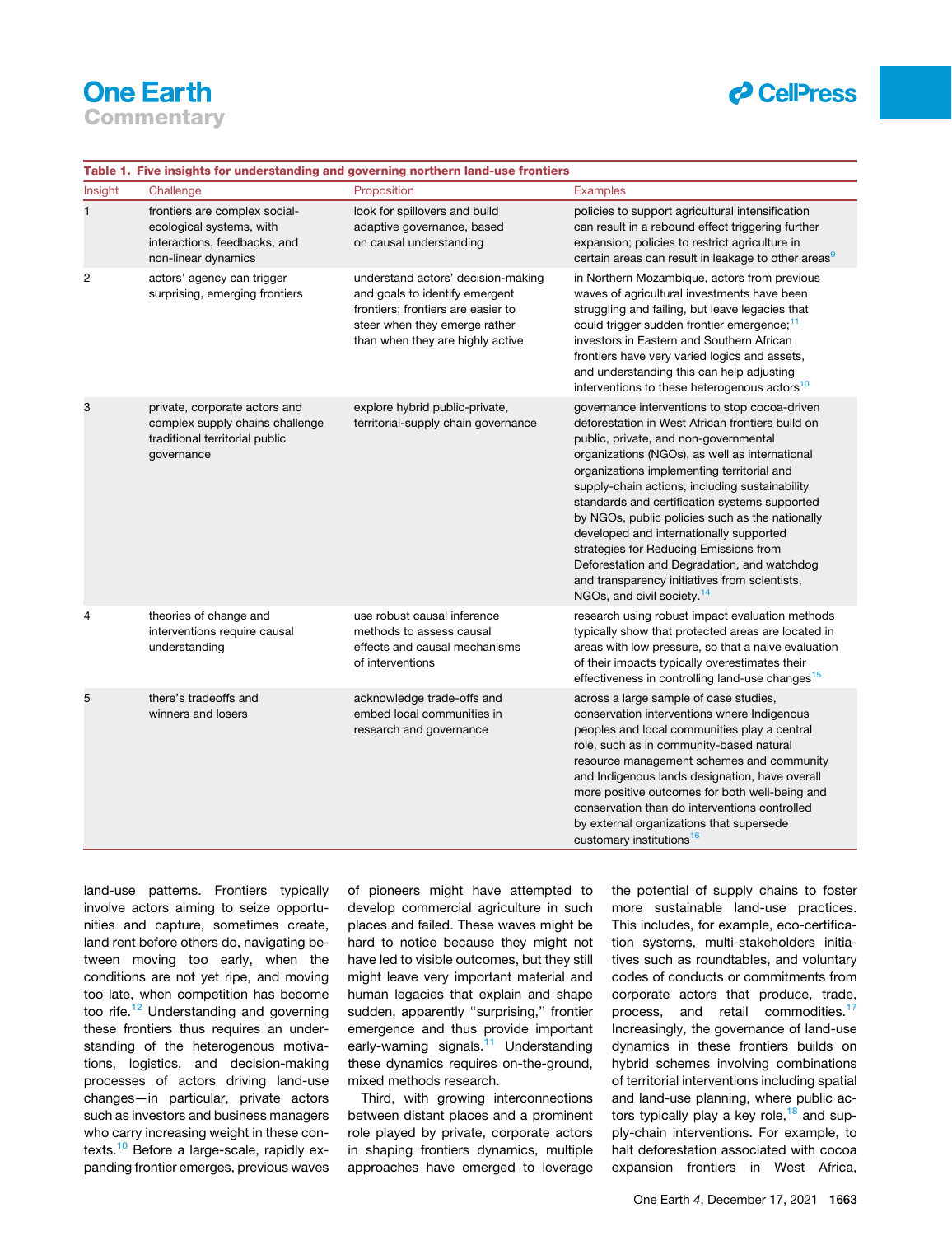**Table 1. Five insights for understanding and governing northern land-use frontiers**

| Insight | Challenge | Proposition | Examples |
|---|---|---|---|
| 1 | frontiers are complex social-ecological systems, with interactions, feedbacks, and non-linear dynamics | look for spillovers and build adaptive governance, based on causal understanding | policies to support agricultural intensification can result in a rebound effect triggering further expansion; policies to restrict agriculture in certain areas can result in leakage to other areas[9] |
| 2 | actors' agency can trigger surprising, emerging frontiers | understand actors' decision-making and goals to identify emergent frontiers; frontiers are easier to steer when they emerge rather than when they are highly active | in Northern Mozambique, actors from previous waves of agricultural investments have been struggling and failing, but leave legacies that could trigger sudden frontier emergence;[11] investors in Eastern and Southern African frontiers have very varied logics and assets, and understanding this can help adjusting interventions to these heterogenous actors[10] |
| 3 | private, corporate actors and complex supply chains challenge traditional territorial public governance | explore hybrid public-private, territorial-supply chain governance | governance interventions to stop cocoa-driven deforestation in West African frontiers build on public, private, and non-governmental organizations (NGOs), as well as international organizations implementing territorial and supply-chain actions, including sustainability standards and certification systems supported by NGOs, public policies such as the nationally developed and internationally supported strategies for Reducing Emissions from Deforestation and Degradation, and watchdog and transparency initiatives from scientists, NGOs, and civil society.[14] |
| 4 | theories of change and interventions require causal understanding | use robust causal inference methods to assess causal effects and causal mechanisms of interventions | research using robust impact evaluation methods typically show that protected areas are located in areas with low pressure, so that a naive evaluation of their impacts typically overestimates their effectiveness in controlling land-use changes[15] |
| 5 | there's tradeoffs and winners and losers | acknowledge trade-offs and embed local communities in research and governance | across a large sample of case studies, conservation interventions where Indigenous peoples and local communities play a central role, such as in community-based natural resource management schemes and community and Indigenous lands designation, have overall more positive outcomes for both well-being and conservation than do interventions controlled by external organizations that supersede customary institutions[16] |

land-use patterns. Frontiers typically involve actors aiming to seize opportunities and capture, sometimes create, land rent before others do, navigating between moving too early, when the conditions are not yet ripe, and moving too late, when competition has become too rife.[12] Understanding and governing these frontiers thus requires an understanding of the heterogenous motivations, logistics, and decision-making processes of actors driving land-use changes—in particular, private actors such as investors and business managers who carry increasing weight in these contexts.[10] Before a large-scale, rapidly expanding frontier emerges, previous waves of pioneers might have attempted to develop commercial agriculture in such places and failed. These waves might be hard to notice because they might not have led to visible outcomes, but they still might leave very important material and human legacies that explain and shape sudden, apparently "surprising," frontier emergence and thus provide important early-warning signals.[11] Understanding these dynamics requires on-the-ground, mixed methods research.

Third, with growing interconnections between distant places and a prominent role played by private, corporate actors in shaping frontiers dynamics, multiple approaches have emerged to leverage the potential of supply chains to foster more sustainable land-use practices. This includes, for example, eco-certification systems, multi-stakeholders initiatives such as roundtables, and voluntary codes of conducts or commitments from corporate actors that produce, trade, process, and retail commodities.[17] Increasingly, the governance of land-use dynamics in these frontiers builds on hybrid schemes involving combinations of territorial interventions including spatial and land-use planning, where public actors typically play a key role,[18] and supply-chain interventions. For example, to halt deforestation associated with cocoa expansion frontiers in West Africa,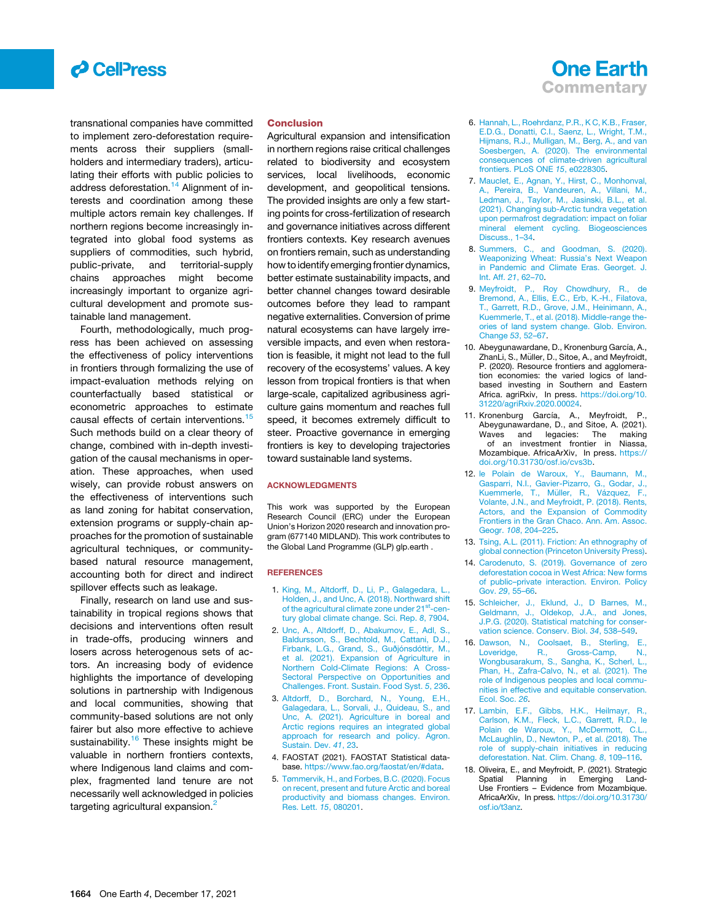transnational companies have committed to implement zero-deforestation requirements across their suppliers (smallholders and intermediary traders), articulating their efforts with public policies to address deforestation.[14] Alignment of interests and coordination among these multiple actors remain key challenges. If northern regions become increasingly integrated into global food systems as suppliers of commodities, such hybrid, public-private, and territorial-supply chains approaches might become increasingly important to organize agricultural development and promote sustainable land management.

Fourth, methodologically, much progress has been achieved on assessing the effectiveness of policy interventions in frontiers through formalizing the use of impact-evaluation methods relying on counterfactually based statistical or econometric approaches to estimate causal effects of certain interventions.[15] Such methods build on a clear theory of change, combined with in-depth investigation of the causal mechanisms in operation. These approaches, when used wisely, can provide robust answers on the effectiveness of interventions such as land zoning for habitat conservation, extension programs or supply-chain approaches for the promotion of sustainable agricultural techniques, or community-based natural resource management, accounting both for direct and indirect spillover effects such as leakage.

Finally, research on land use and sustainability in tropical regions shows that decisions and interventions often result in trade-offs, producing winners and losers across heterogeneous sets of actors. An increasing body of evidence highlights the importance of developing solutions in partnership with Indigenous and local communities, showing that community-based solutions are not only fairer but also more effective to achieve sustainability.[16] These insights might be valuable in northern frontiers contexts, where Indigenous land claims and complex, fragmented land tenure are not necessarily well acknowledged in policies targeting agricultural expansion.[2]

## Conclusion

Agricultural expansion and intensification in northern regions raise critical challenges related to biodiversity and ecosystem services, local livelihoods, economic development, and geopolitical tensions. The provided insights are only a few starting points for cross-fertilization of research and governance initiatives across different frontiers contexts. Key research avenues on frontiers remain, such as understanding how to identify emerging frontier dynamics, better estimate sustainability impacts, and better channel changes toward desirable outcomes before they lead to rampant negative externalities. Conversion of prime natural ecosystems can have largely irreversible impacts, and even when restoration is feasible, it might not lead to the full recovery of the ecosystems' values. A key lesson from tropical frontiers is that when large-scale, capitalized agribusiness agriculture gains momentum and reaches full speed, it becomes extremely difficult to steer. Proactive governance in emerging frontiers is key to developing trajectories toward sustainable land systems.

## ACKNOWLEDGMENTS

This work was supported by the European Research Council (ERC) under the European Union's Horizon 2020 research and innovation program (677140 MIDLAND). This work contributes to the Global Land Programme (GLP) glp.earth .

## REFERENCES

1. King, M., Altdorff, D., Li, P., Galagedara, L., Holden, J., and Unc, A. (2018). Northward shift of the agricultural climate zone under 21st-century global climate change. Sci. Rep. *8*, 7904.
2. Unc, A., Altdorff, D., Abakumov, E., Adl, S., Baldursson, S., Bechtold, M., Cattani, D.J., Firbank, L.G., Grand, S., Guðjónsdóttir, M., et al. (2021). Expansion of Agriculture in Northern Cold-Climate Regions: A Cross-Sectoral Perspective on Opportunities and Challenges. Front. Sustain. Food Syst. *5*, 236.
3. Altdorff, D., Borchard, N., Young, E.H., Galagedara, L., Sorvali, J., Quideau, S., and Unc, A. (2021). Agriculture in boreal and Arctic regions requires an integrated global approach for research and policy. Agron. Sustain. Dev. *41*, 23.
4. FAOSTAT (2021). FAOSTAT Statistical database. https://www.fao.org/faostat/en/#data.
5. Tømmervik, H., and Forbes, B.C. (2020). Focus on recent, present and future Arctic and boreal productivity and biomass changes. Environ. Res. Lett. *15*, 080201.
6. Hannah, L., Roehrdanz, P.R., K C, K.B., Fraser, E.D.G., Donatti, C.I., Saenz, L., Wright, T.M., Hijmans, R.J., Mulligan, M., Berg, A., and van Soesbergen, A. (2020). The environmental consequences of climate-driven agricultural frontiers. PLoS ONE *15*, e0228305.
7. Mauclet, E., Agnan, Y., Hirst, C., Monhonval, A., Pereira, B., Vandeuren, A., Villani, M., Ledman, J., Taylor, M., Jasinski, B.L., et al. (2021). Changing sub-Arctic tundra vegetation upon permafrost degradation: impact on foliar mineral element cycling. Biogeosciences Discuss., 1–34.
8. Summers, C., and Goodman, S. (2020). Weaponizing Wheat: Russia's Next Weapon in Pandemic and Climate Eras. Georget. J. Int. Aff. *21*, 62–70.
9. Meyfroidt, P., Roy Chowdhury, R., de Bremond, A., Ellis, E.C., Erb, K.-H., Filatova, T., Garrett, R.D., Grove, J.M., Heinimann, A., Kuemmerle, T., et al. (2018). Middle-range theories of land system change. Glob. Environ. Change *53*, 52–67.
10. Abeygunawardane, D., Kronenburg García, A., ZhanLi, S., Müller, D., Sitoe, A., and Meyfroidt, P. (2020). Resource frontiers and agglomeration economies: the varied logics of land-based investing in Southern and Eastern Africa. agriRxiv, In press. https://doi.org/10.31220/agriRxiv.2020.00024.
11. Kronenburg García, A., Meyfroidt, P., Abeygunawardane, D., and Sitoe, A. (2021). Waves and legacies: The making of an investment frontier in Niassa, Mozambique. AfricaArXiv, In press. https://doi.org/10.31730/osf.io/cvs3b.
12. le Polain de Waroux, Y., Baumann, M., Gasparri, N.I., Gavier-Pizarro, G., Godar, J., Kuemmerle, T., Müller, R., Vázquez, F., Volante, J.N., and Meyfroidt, P. (2018). Rents, Actors, and the Expansion of Commodity Frontiers in the Gran Chaco. Ann. Am. Assoc. Geogr. *108*, 204–225.
13. Tsing, A.L. (2011). Friction: An ethnography of global connection (Princeton University Press).
14. Carodenuto, S. (2019). Governance of zero deforestation cocoa in West Africa: New forms of public–private interaction. Environ. Policy Gov. *29*, 55–66.
15. Schleicher, J., Eklund, J., D Barnes, M., Geldmann, J., Oldekop, J.A., and Jones, J.P.G. (2020). Statistical matching for conservation science. Conserv. Biol. *34*, 538–549.
16. Dawson, N., Coolsaet, B., Sterling, E., Loveridge, R., Gross-Camp, N., Wongbusarakum, S., Sangha, K., Scherl, L., Phan, H., Zafra-Calvo, N., et al. (2021). The role of Indigenous peoples and local communities in effective and equitable conservation. Ecol. Soc. *26*.
17. Lambin, E.F., Gibbs, H.K., Heilmayr, R., Carlson, K.M., Fleck, L.C., Garrett, R.D., le Polain de Waroux, Y., McDermott, C.L., McLaughlin, D., Newton, P., et al. (2018). The role of supply-chain initiatives in reducing deforestation. Nat. Clim. Chang. *8*, 109–116.
18. Oliveira, E., and Meyfroidt, P. (2021). Strategic Spatial Planning in Emerging Land-Use Frontiers – Evidence from Mozambique. AfricaArXiv, In press. https://doi.org/10.31730/osf.io/t3anz.